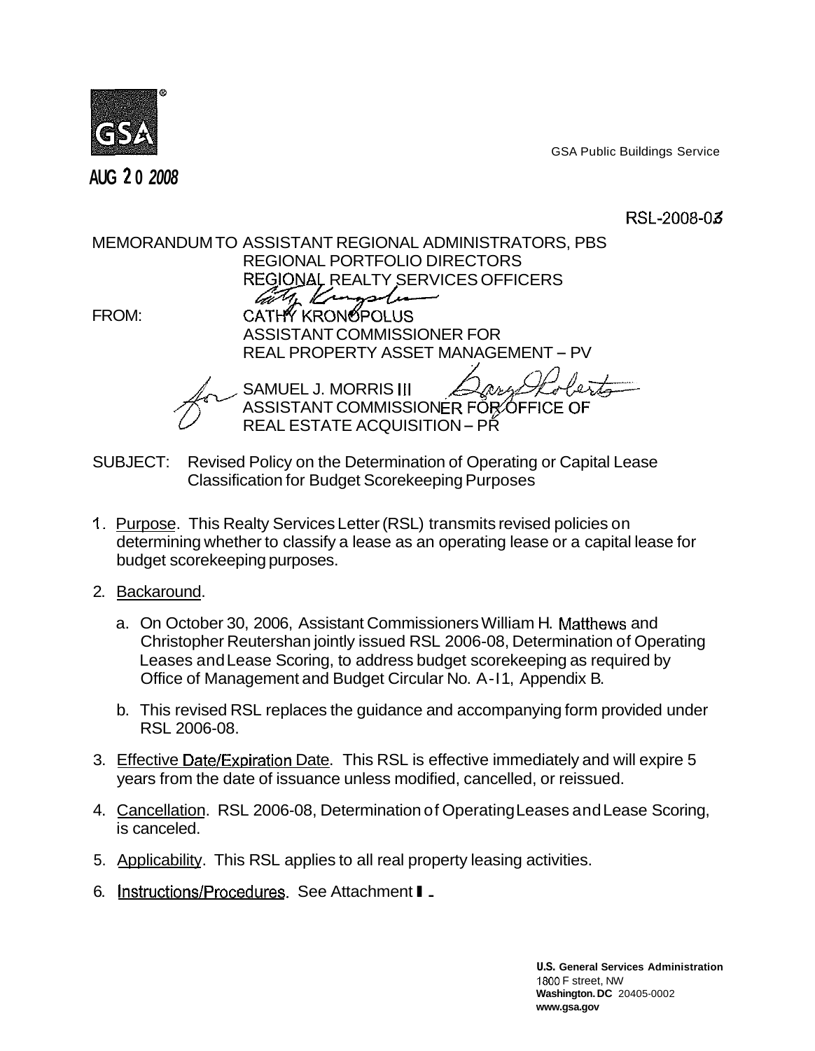GSA Public Buildings Service

AUG 2 0 2008

RSL-2008-03

MEMORANDUM TO ASSISTANT REGIONAL ADMINISTRATORS, PBS
REGIONAL PORTFOLIO DIRECTORS
REGIONAL REALTY SERVICES OFFICERS

FROM: CATHY KRONOPOLUS
ASSISTANT COMMISSIONER FOR
REAL PROPERTY ASSET MANAGEMENT – PV

for SAMUEL J. MORRIS III
ASSISTANT COMMISSIONER FOR OFFICE OF
REAL ESTATE ACQUISITION – PR

SUBJECT: Revised Policy on the Determination of Operating or Capital Lease Classification for Budget Scorekeeping Purposes

1. Purpose. This Realty Services Letter (RSL) transmits revised policies on determining whether to classify a lease as an operating lease or a capital lease for budget scorekeeping purposes.

2. Backaround.

   a. On October 30, 2006, Assistant Commissioners William H. Matthews and Christopher Reutershan jointly issued RSL 2006-08, Determination of Operating Leases and Lease Scoring, to address budget scorekeeping as required by Office of Management and Budget Circular No. A-11, Appendix B.

   b. This revised RSL replaces the guidance and accompanying form provided under RSL 2006-08.

3. Effective Date/Expiration Date. This RSL is effective immediately and will expire 5 years from the date of issuance unless modified, cancelled, or reissued.

4. Cancellation. RSL 2006-08, Determination of Operating Leases and Lease Scoring, is canceled.

5. Applicability. This RSL applies to all real property leasing activities.

6. Instructions/Procedures. See Attachment 1.

**U.S. General Services Administration**
1800 F street, NW
**Washington. DC** 20405-0002
**www.gsa.gov**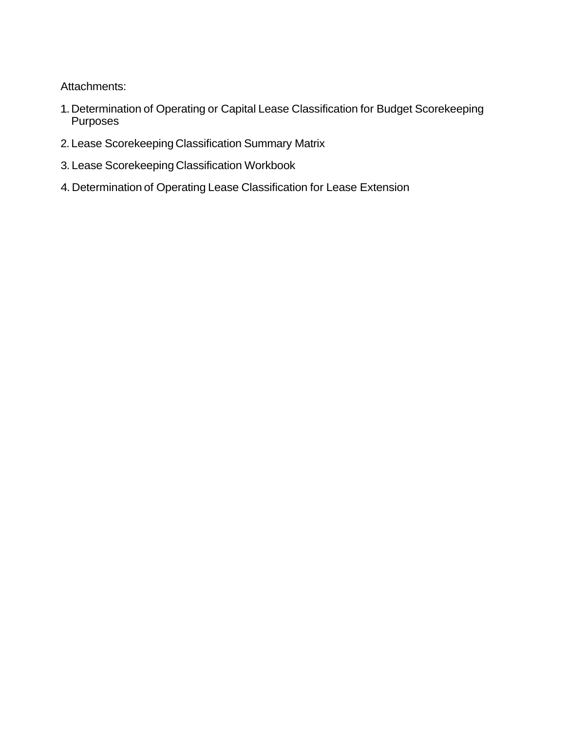Attachments:

1. Determination of Operating or Capital Lease Classification for Budget Scorekeeping Purposes
2. Lease Scorekeeping Classification Summary Matrix
3. Lease Scorekeeping Classification Workbook
4. Determination of Operating Lease Classification for Lease Extension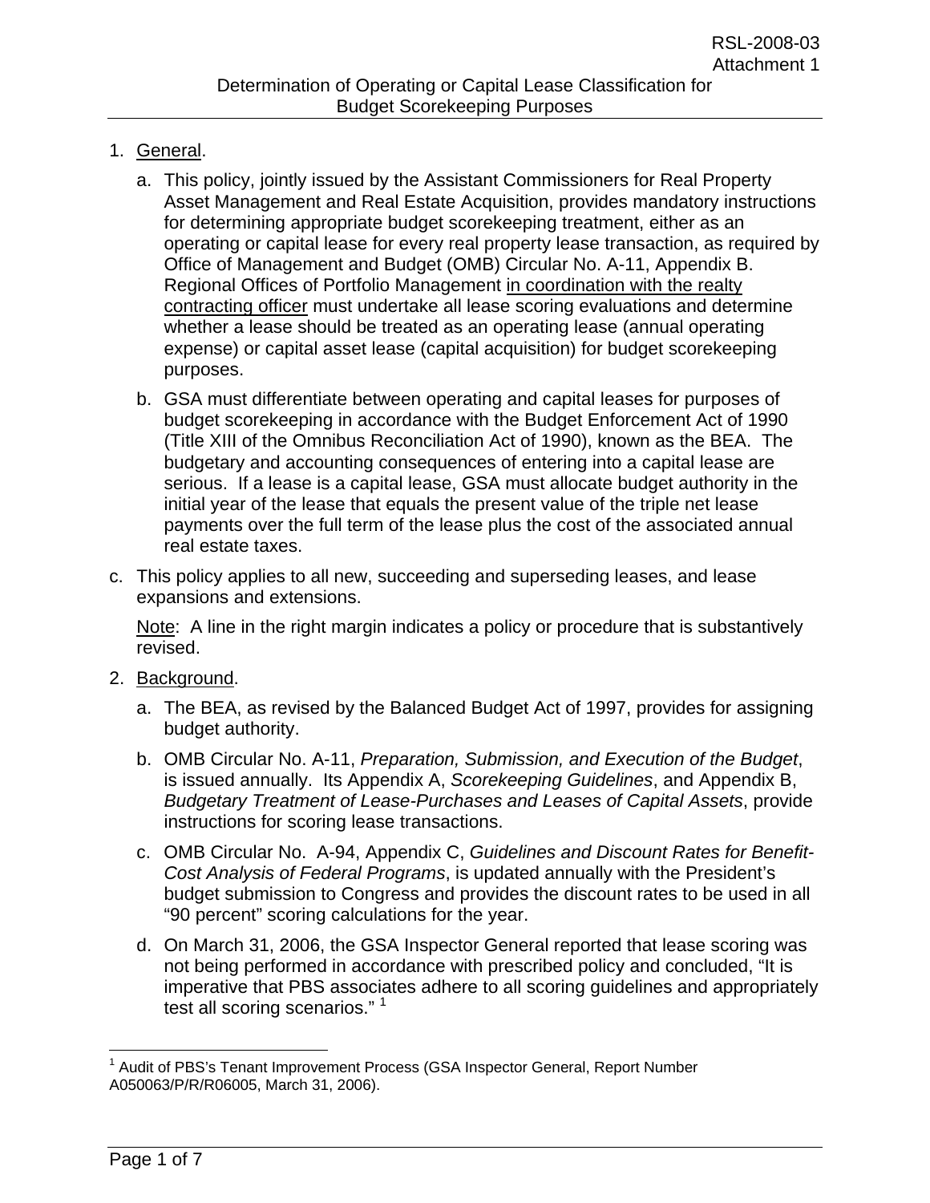# Determination of Operating or Capital Lease Classification for Budget Scorekeeping Purposes

1. General.

   a. This policy, jointly issued by the Assistant Commissioners for Real Property Asset Management and Real Estate Acquisition, provides mandatory instructions for determining appropriate budget scorekeeping treatment, either as an operating or capital lease for every real property lease transaction, as required by Office of Management and Budget (OMB) Circular No. A-11, Appendix B. Regional Offices of Portfolio Management in coordination with the realty contracting officer must undertake all lease scoring evaluations and determine whether a lease should be treated as an operating lease (annual operating expense) or capital asset lease (capital acquisition) for budget scorekeeping purposes.

   b. GSA must differentiate between operating and capital leases for purposes of budget scorekeeping in accordance with the Budget Enforcement Act of 1990 (Title XIII of the Omnibus Reconciliation Act of 1990), known as the BEA. The budgetary and accounting consequences of entering into a capital lease are serious. If a lease is a capital lease, GSA must allocate budget authority in the initial year of the lease that equals the present value of the triple net lease payments over the full term of the lease plus the cost of the associated annual real estate taxes.

   c. This policy applies to all new, succeeding and superseding leases, and lease expansions and extensions.

   Note: A line in the right margin indicates a policy or procedure that is substantively revised.

2. Background.

   a. The BEA, as revised by the Balanced Budget Act of 1997, provides for assigning budget authority.

   b. OMB Circular No. A-11, *Preparation, Submission, and Execution of the Budget*, is issued annually. Its Appendix A, *Scorekeeping Guidelines*, and Appendix B, *Budgetary Treatment of Lease-Purchases and Leases of Capital Assets*, provide instructions for scoring lease transactions.

   c. OMB Circular No. A-94, Appendix C, *Guidelines and Discount Rates for Benefit-Cost Analysis of Federal Programs*, is updated annually with the President's budget submission to Congress and provides the discount rates to be used in all "90 percent" scoring calculations for the year.

   d. On March 31, 2006, the GSA Inspector General reported that lease scoring was not being performed in accordance with prescribed policy and concluded, "It is imperative that PBS associates adhere to all scoring guidelines and appropriately test all scoring scenarios." [1]

[1] Audit of PBS's Tenant Improvement Process (GSA Inspector General, Report Number A050063/P/R/R06005, March 31, 2006).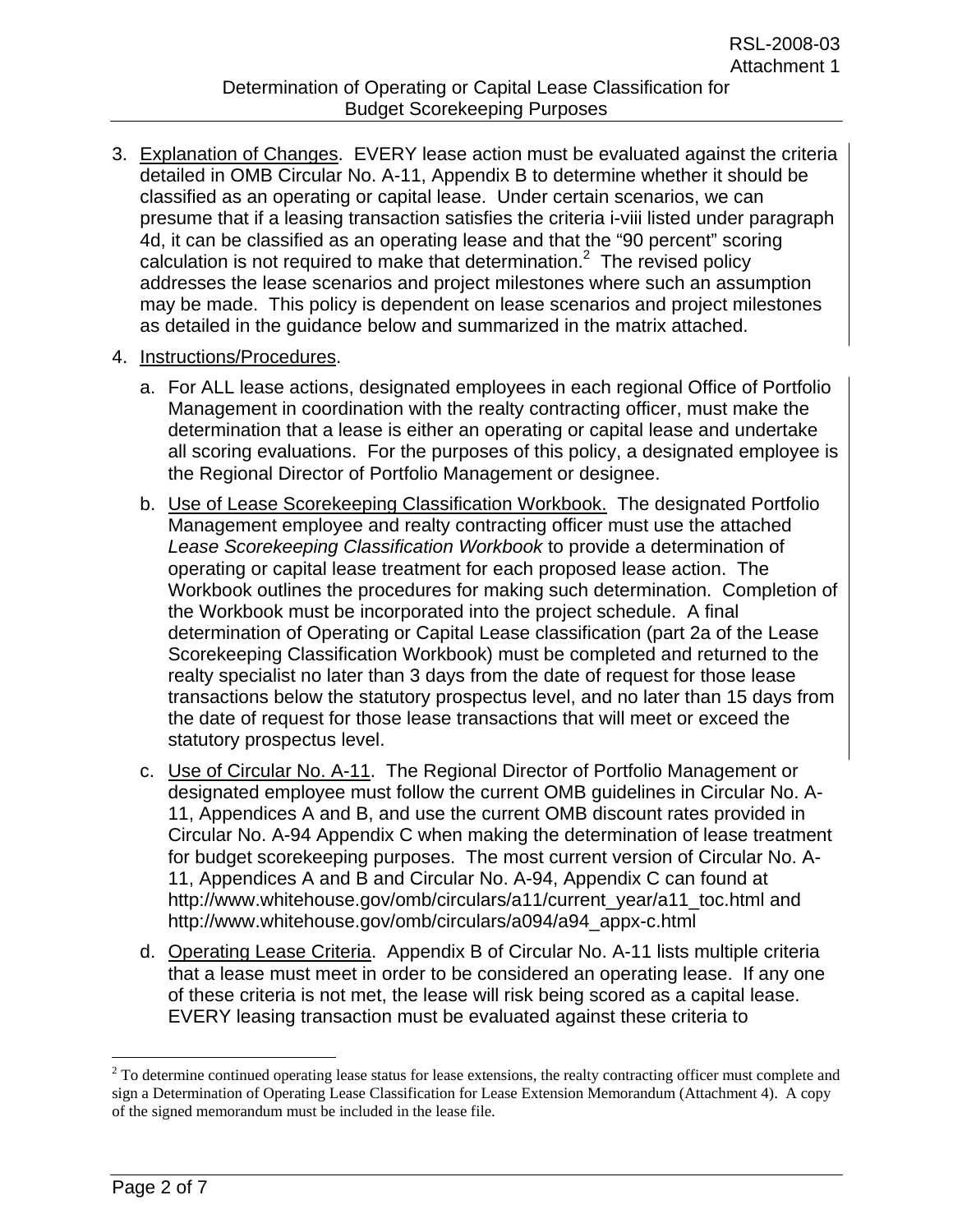3. Explanation of Changes. EVERY lease action must be evaluated against the criteria detailed in OMB Circular No. A-11, Appendix B to determine whether it should be classified as an operating or capital lease. Under certain scenarios, we can presume that if a leasing transaction satisfies the criteria i-viii listed under paragraph 4d, it can be classified as an operating lease and that the "90 percent" scoring calculation is not required to make that determination.[2] The revised policy addresses the lease scenarios and project milestones where such an assumption may be made. This policy is dependent on lease scenarios and project milestones as detailed in the guidance below and summarized in the matrix attached.

4. Instructions/Procedures.

   a. For ALL lease actions, designated employees in each regional Office of Portfolio Management in coordination with the realty contracting officer, must make the determination that a lease is either an operating or capital lease and undertake all scoring evaluations. For the purposes of this policy, a designated employee is the Regional Director of Portfolio Management or designee.

   b. Use of Lease Scorekeeping Classification Workbook. The designated Portfolio Management employee and realty contracting officer must use the attached *Lease Scorekeeping Classification Workbook* to provide a determination of operating or capital lease treatment for each proposed lease action. The Workbook outlines the procedures for making such determination. Completion of the Workbook must be incorporated into the project schedule. A final determination of Operating or Capital Lease classification (part 2a of the Lease Scorekeeping Classification Workbook) must be completed and returned to the realty specialist no later than 3 days from the date of request for those lease transactions below the statutory prospectus level, and no later than 15 days from the date of request for those lease transactions that will meet or exceed the statutory prospectus level.

   c. Use of Circular No. A-11. The Regional Director of Portfolio Management or designated employee must follow the current OMB guidelines in Circular No. A-11, Appendices A and B, and use the current OMB discount rates provided in Circular No. A-94 Appendix C when making the determination of lease treatment for budget scorekeeping purposes. The most current version of Circular No. A-11, Appendices A and B and Circular No. A-94, Appendix C can found at http://www.whitehouse.gov/omb/circulars/a11/current_year/a11_toc.html and http://www.whitehouse.gov/omb/circulars/a094/a94_appx-c.html

   d. Operating Lease Criteria. Appendix B of Circular No. A-11 lists multiple criteria that a lease must meet in order to be considered an operating lease. If any one of these criteria is not met, the lease will risk being scored as a capital lease. EVERY leasing transaction must be evaluated against these criteria to

[2] To determine continued operating lease status for lease extensions, the realty contracting officer must complete and sign a Determination of Operating Lease Classification for Lease Extension Memorandum (Attachment 4). A copy of the signed memorandum must be included in the lease file.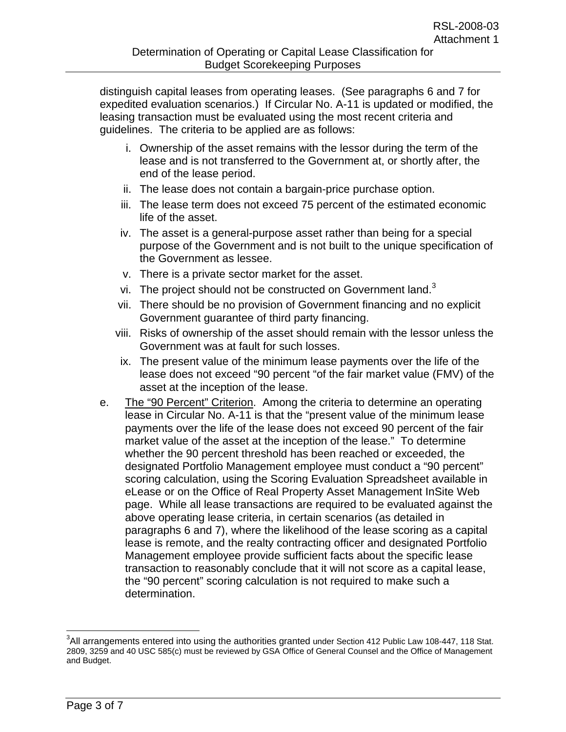distinguish capital leases from operating leases. (See paragraphs 6 and 7 for expedited evaluation scenarios.) If Circular No. A-11 is updated or modified, the leasing transaction must be evaluated using the most recent criteria and guidelines. The criteria to be applied are as follows:

i. Ownership of the asset remains with the lessor during the term of the lease and is not transferred to the Government at, or shortly after, the end of the lease period.
ii. The lease does not contain a bargain-price purchase option.
iii. The lease term does not exceed 75 percent of the estimated economic life of the asset.
iv. The asset is a general-purpose asset rather than being for a special purpose of the Government and is not built to the unique specification of the Government as lessee.
v. There is a private sector market for the asset.
vi. The project should not be constructed on Government land.[3]
vii. There should be no provision of Government financing and no explicit Government guarantee of third party financing.
viii. Risks of ownership of the asset should remain with the lessor unless the Government was at fault for such losses.
ix. The present value of the minimum lease payments over the life of the lease does not exceed "90 percent "of the fair market value (FMV) of the asset at the inception of the lease.

e. <u>The "90 Percent" Criterion</u>. Among the criteria to determine an operating lease in Circular No. A-11 is that the "present value of the minimum lease payments over the life of the lease does not exceed 90 percent of the fair market value of the asset at the inception of the lease." To determine whether the 90 percent threshold has been reached or exceeded, the designated Portfolio Management employee must conduct a "90 percent" scoring calculation, using the Scoring Evaluation Spreadsheet available in eLease or on the Office of Real Property Asset Management InSite Web page. While all lease transactions are required to be evaluated against the above operating lease criteria, in certain scenarios (as detailed in paragraphs 6 and 7), where the likelihood of the lease scoring as a capital lease is remote, and the realty contracting officer and designated Portfolio Management employee provide sufficient facts about the specific lease transaction to reasonably conclude that it will not score as a capital lease, the "90 percent" scoring calculation is not required to make such a determination.

[3] All arrangements entered into using the authorities granted under Section 412 Public Law 108-447, 118 Stat. 2809, 3259 and 40 USC 585(c) must be reviewed by GSA Office of General Counsel and the Office of Management and Budget.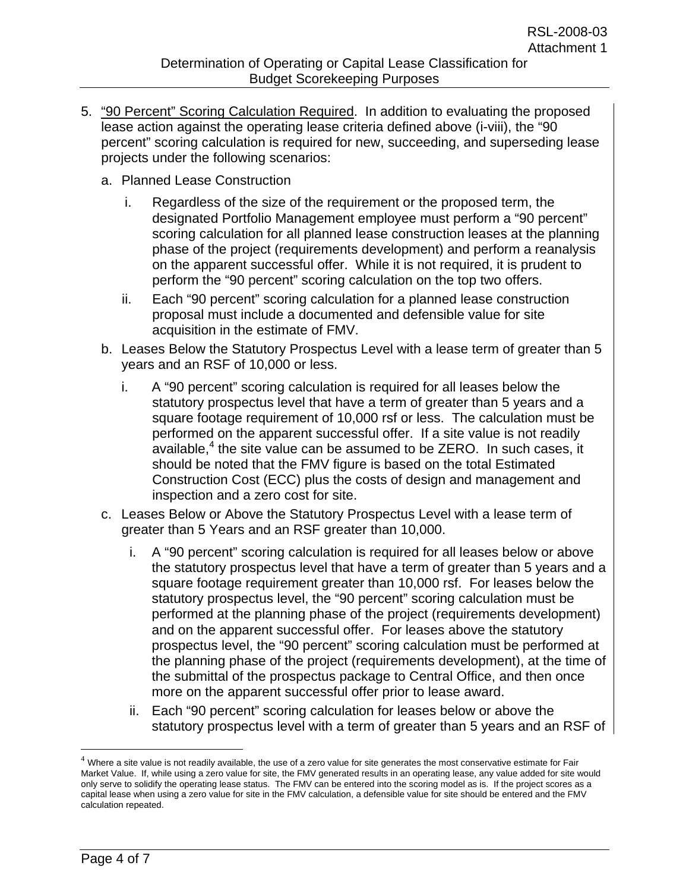5. <u>"90 Percent" Scoring Calculation Required</u>. In addition to evaluating the proposed lease action against the operating lease criteria defined above (i-viii), the "90 percent" scoring calculation is required for new, succeeding, and superseding lease projects under the following scenarios:

   a. Planned Lease Construction

      i. Regardless of the size of the requirement or the proposed term, the designated Portfolio Management employee must perform a "90 percent" scoring calculation for all planned lease construction leases at the planning phase of the project (requirements development) and perform a reanalysis on the apparent successful offer. While it is not required, it is prudent to perform the "90 percent" scoring calculation on the top two offers.

      ii. Each "90 percent" scoring calculation for a planned lease construction proposal must include a documented and defensible value for site acquisition in the estimate of FMV.

   b. Leases Below the Statutory Prospectus Level with a lease term of greater than 5 years and an RSF of 10,000 or less.

      i. A "90 percent" scoring calculation is required for all leases below the statutory prospectus level that have a term of greater than 5 years and a square footage requirement of 10,000 rsf or less. The calculation must be performed on the apparent successful offer. If a site value is not readily available,[4] the site value can be assumed to be ZERO. In such cases, it should be noted that the FMV figure is based on the total Estimated Construction Cost (ECC) plus the costs of design and management and inspection and a zero cost for site.

   c. Leases Below or Above the Statutory Prospectus Level with a lease term of greater than 5 Years and an RSF greater than 10,000.

      i. A "90 percent" scoring calculation is required for all leases below or above the statutory prospectus level that have a term of greater than 5 years and a square footage requirement greater than 10,000 rsf. For leases below the statutory prospectus level, the "90 percent" scoring calculation must be performed at the planning phase of the project (requirements development) and on the apparent successful offer. For leases above the statutory prospectus level, the "90 percent" scoring calculation must be performed at the planning phase of the project (requirements development), at the time of the submittal of the prospectus package to Central Office, and then once more on the apparent successful offer prior to lease award.

      ii. Each "90 percent" scoring calculation for leases below or above the statutory prospectus level with a term of greater than 5 years and an RSF of

[4] Where a site value is not readily available, the use of a zero value for site generates the most conservative estimate for Fair Market Value. If, while using a zero value for site, the FMV generated results in an operating lease, any value added for site would only serve to solidify the operating lease status. The FMV can be entered into the scoring model as is. If the project scores as a capital lease when using a zero value for site in the FMV calculation, a defensible value for site should be entered and the FMV calculation repeated.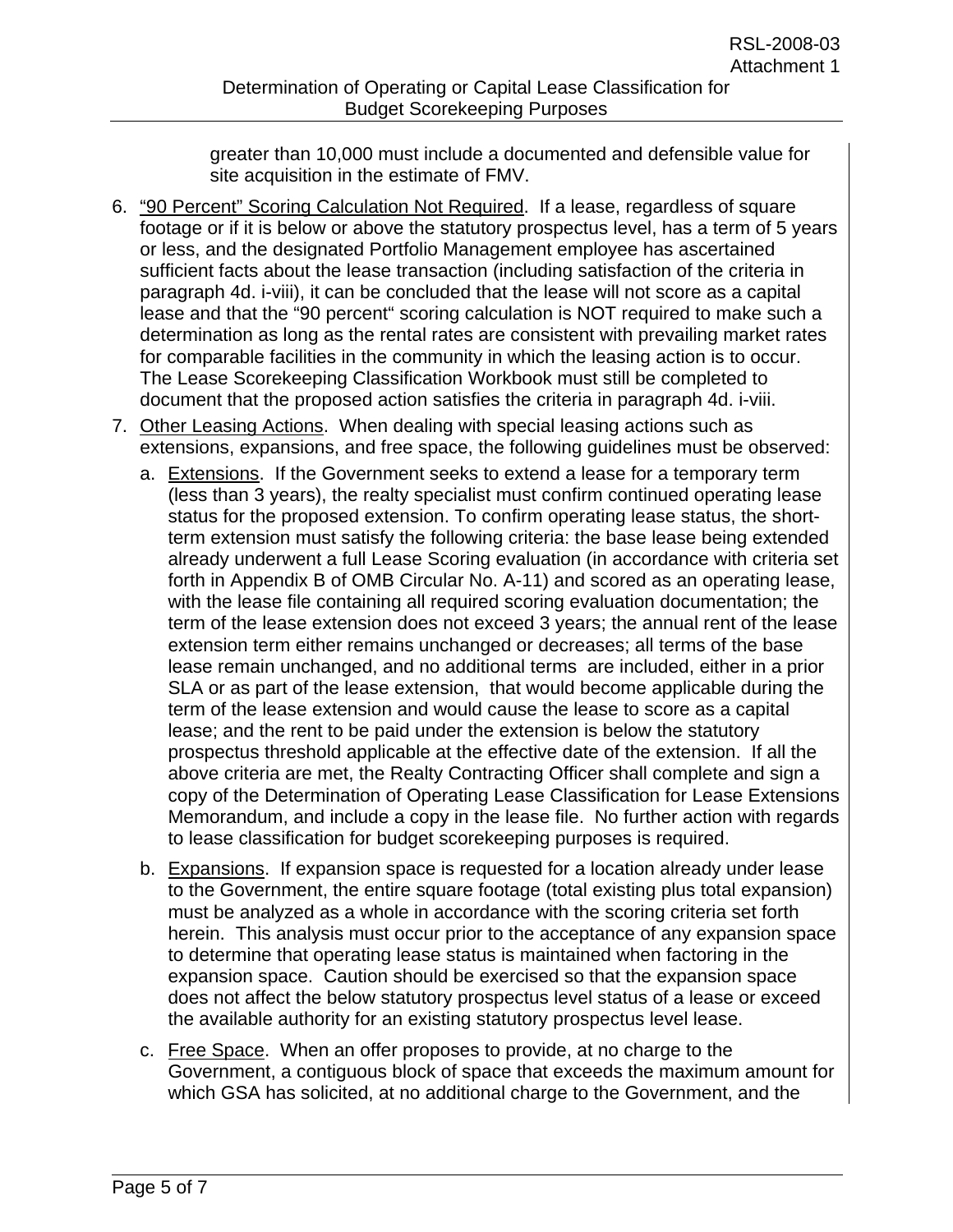greater than 10,000 must include a documented and defensible value for site acquisition in the estimate of FMV.

6. <u>"90 Percent" Scoring Calculation Not Required</u>. If a lease, regardless of square footage or if it is below or above the statutory prospectus level, has a term of 5 years or less, and the designated Portfolio Management employee has ascertained sufficient facts about the lease transaction (including satisfaction of the criteria in paragraph 4d. i-viii), it can be concluded that the lease will not score as a capital lease and that the "90 percent" scoring calculation is NOT required to make such a determination as long as the rental rates are consistent with prevailing market rates for comparable facilities in the community in which the leasing action is to occur. The Lease Scorekeeping Classification Workbook must still be completed to document that the proposed action satisfies the criteria in paragraph 4d. i-viii.

7. <u>Other Leasing Actions</u>. When dealing with special leasing actions such as extensions, expansions, and free space, the following guidelines must be observed:

   a. <u>Extensions</u>. If the Government seeks to extend a lease for a temporary term (less than 3 years), the realty specialist must confirm continued operating lease status for the proposed extension. To confirm operating lease status, the short-term extension must satisfy the following criteria: the base lease being extended already underwent a full Lease Scoring evaluation (in accordance with criteria set forth in Appendix B of OMB Circular No. A-11) and scored as an operating lease, with the lease file containing all required scoring evaluation documentation; the term of the lease extension does not exceed 3 years; the annual rent of the lease extension term either remains unchanged or decreases; all terms of the base lease remain unchanged, and no additional terms are included, either in a prior SLA or as part of the lease extension, that would become applicable during the term of the lease extension and would cause the lease to score as a capital lease; and the rent to be paid under the extension is below the statutory prospectus threshold applicable at the effective date of the extension. If all the above criteria are met, the Realty Contracting Officer shall complete and sign a copy of the Determination of Operating Lease Classification for Lease Extensions Memorandum, and include a copy in the lease file. No further action with regards to lease classification for budget scorekeeping purposes is required.

   b. <u>Expansions</u>. If expansion space is requested for a location already under lease to the Government, the entire square footage (total existing plus total expansion) must be analyzed as a whole in accordance with the scoring criteria set forth herein. This analysis must occur prior to the acceptance of any expansion space to determine that operating lease status is maintained when factoring in the expansion space. Caution should be exercised so that the expansion space does not affect the below statutory prospectus level status of a lease or exceed the available authority for an existing statutory prospectus level lease.

   c. <u>Free Space</u>. When an offer proposes to provide, at no charge to the Government, a contiguous block of space that exceeds the maximum amount for which GSA has solicited, at no additional charge to the Government, and the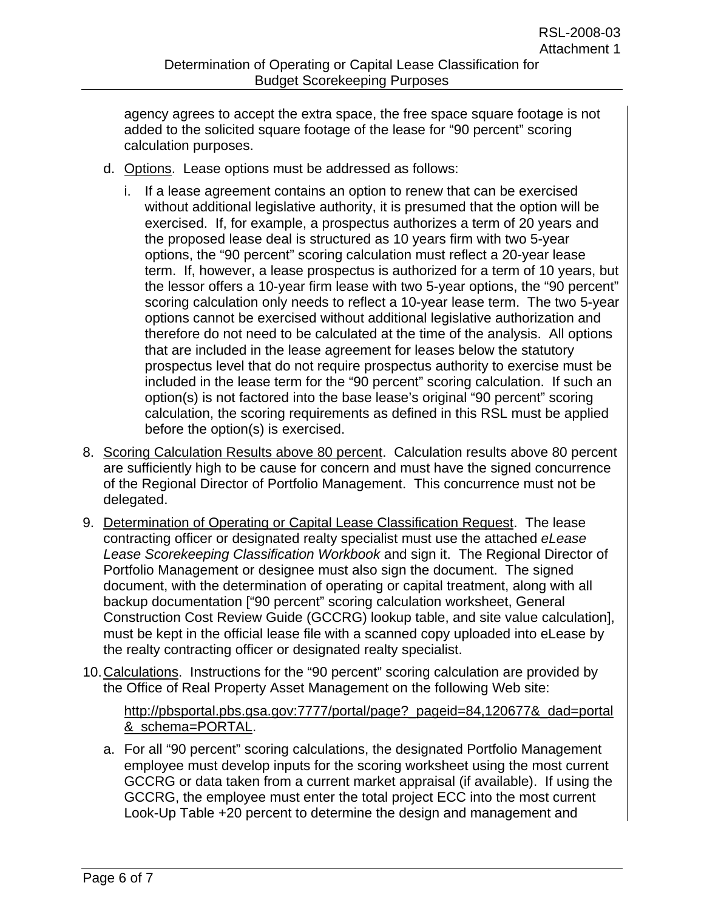agency agrees to accept the extra space, the free space square footage is not added to the solicited square footage of the lease for "90 percent" scoring calculation purposes.

d. Options. Lease options must be addressed as follows:

   i. If a lease agreement contains an option to renew that can be exercised without additional legislative authority, it is presumed that the option will be exercised. If, for example, a prospectus authorizes a term of 20 years and the proposed lease deal is structured as 10 years firm with two 5-year options, the "90 percent" scoring calculation must reflect a 20-year lease term. If, however, a lease prospectus is authorized for a term of 10 years, but the lessor offers a 10-year firm lease with two 5-year options, the "90 percent" scoring calculation only needs to reflect a 10-year lease term. The two 5-year options cannot be exercised without additional legislative authorization and therefore do not need to be calculated at the time of the analysis. All options that are included in the lease agreement for leases below the statutory prospectus level that do not require prospectus authority to exercise must be included in the lease term for the "90 percent" scoring calculation. If such an option(s) is not factored into the base lease's original "90 percent" scoring calculation, the scoring requirements as defined in this RSL must be applied before the option(s) is exercised.

8. Scoring Calculation Results above 80 percent. Calculation results above 80 percent are sufficiently high to be cause for concern and must have the signed concurrence of the Regional Director of Portfolio Management. This concurrence must not be delegated.

9. Determination of Operating or Capital Lease Classification Request. The lease contracting officer or designated realty specialist must use the attached *eLease Lease Scorekeeping Classification Workbook* and sign it. The Regional Director of Portfolio Management or designee must also sign the document. The signed document, with the determination of operating or capital treatment, along with all backup documentation ["90 percent" scoring calculation worksheet, General Construction Cost Review Guide (GCCRG) lookup table, and site value calculation], must be kept in the official lease file with a scanned copy uploaded into eLease by the realty contracting officer or designated realty specialist.

10. Calculations. Instructions for the "90 percent" scoring calculation are provided by the Office of Real Property Asset Management on the following Web site:

    http://pbsportal.pbs.gsa.gov:7777/portal/page?_pageid=84,120677&_dad=portal&_schema=PORTAL.

    a. For all "90 percent" scoring calculations, the designated Portfolio Management employee must develop inputs for the scoring worksheet using the most current GCCRG or data taken from a current market appraisal (if available). If using the GCCRG, the employee must enter the total project ECC into the most current Look-Up Table +20 percent to determine the design and management and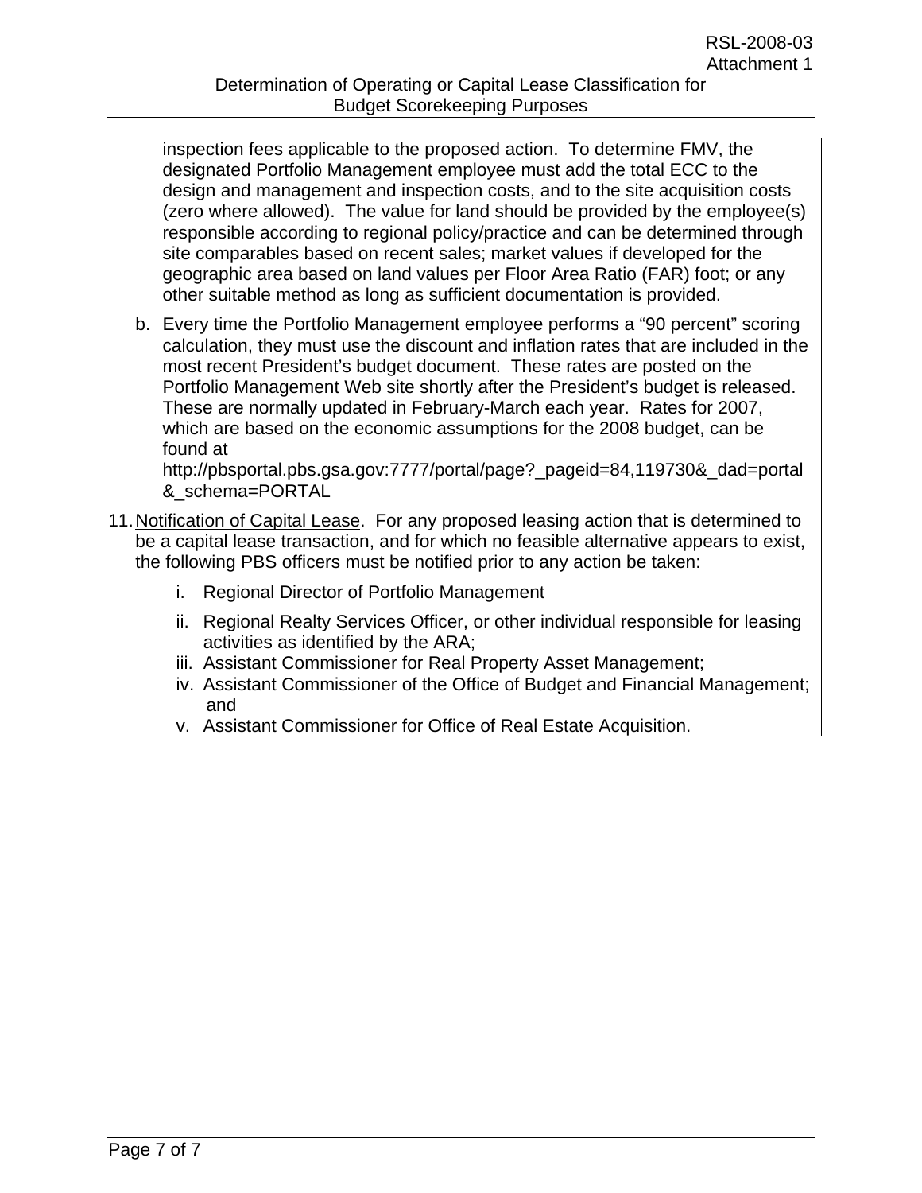inspection fees applicable to the proposed action. To determine FMV, the designated Portfolio Management employee must add the total ECC to the design and management and inspection costs, and to the site acquisition costs (zero where allowed). The value for land should be provided by the employee(s) responsible according to regional policy/practice and can be determined through site comparables based on recent sales; market values if developed for the geographic area based on land values per Floor Area Ratio (FAR) foot; or any other suitable method as long as sufficient documentation is provided.

b. Every time the Portfolio Management employee performs a "90 percent" scoring calculation, they must use the discount and inflation rates that are included in the most recent President's budget document. These rates are posted on the Portfolio Management Web site shortly after the President's budget is released. These are normally updated in February-March each year. Rates for 2007, which are based on the economic assumptions for the 2008 budget, can be found at http://pbsportal.pbs.gsa.gov:7777/portal/page?_pageid=84,119730&_dad=portal&_schema=PORTAL

11. <u>Notification of Capital Lease</u>. For any proposed leasing action that is determined to be a capital lease transaction, and for which no feasible alternative appears to exist, the following PBS officers must be notified prior to any action be taken:

    i. Regional Director of Portfolio Management
    ii. Regional Realty Services Officer, or other individual responsible for leasing activities as identified by the ARA;
    iii. Assistant Commissioner for Real Property Asset Management;
    iv. Assistant Commissioner of the Office of Budget and Financial Management; and
    v. Assistant Commissioner for Office of Real Estate Acquisition.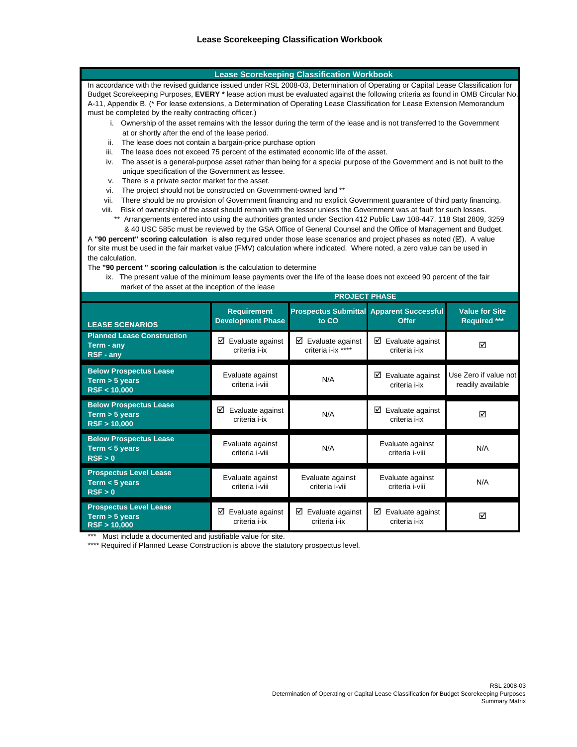# Lease Scorekeeping Classification Workbook

## Lease Scorekeeping Classification Workbook

In accordance with the revised guidance issued under RSL 2008-03, Determination of Operating or Capital Lease Classification for Budget Scorekeeping Purposes, **EVERY *** lease action must be evaluated against the following criteria as found in OMB Circular No. A-11, Appendix B. (* For lease extensions, a Determination of Operating Lease Classification for Lease Extension Memorandum must be completed by the realty contracting officer.)

i. Ownership of the asset remains with the lessor during the term of the lease and is not transferred to the Government at or shortly after the end of the lease period.

ii. The lease does not contain a bargain-price purchase option

iii. The lease does not exceed 75 percent of the estimated economic life of the asset.

iv. The asset is a general-purpose asset rather than being for a special purpose of the Government and is not built to the unique specification of the Government as lessee.

v. There is a private sector market for the asset.

vi. The project should not be constructed on Government-owned land **

vii. There should be no provision of Government financing and no explicit Government guarantee of third party financing.

viii. Risk of ownership of the asset should remain with the lessor unless the Government was at fault for such losses.

** Arrangements entered into using the authorities granted under Section 412 Public Law 108-447, 118 Stat 2809, 3259 & 40 USC 585c must be reviewed by the GSA Office of General Counsel and the Office of Management and Budget.

A **"90 percent" scoring calculation** is **also** required under those lease scenarios and project phases as noted (☑). A value for site must be used in the fair market value (FMV) calculation where indicated. Where noted, a zero value can be used in the calculation.

The **"90 percent " scoring calculation** is the calculation to determine

ix. The present value of the minimum lease payments over the life of the lease does not exceed 90 percent of the fair market of the asset at the inception of the lease

| | PROJECT PHASE | | | |
|---|---|---|---|---|
| **LEASE SCENARIOS** | **Requirement Development Phase** | **Prospectus Submittal to CO** | **Apparent Successful Offer** | **Value for Site Required *** ** |
| **Planned Lease Construction Term - any RSF - any** | ☑ Evaluate against criteria i-ix | ☑ Evaluate against criteria i-ix **** | ☑ Evaluate against criteria i-ix | ☑ |
| **Below Prospectus Lease Term > 5 years RSF < 10,000** | Evaluate against criteria i-viii | N/A | ☑ Evaluate against criteria i-ix | Use Zero if value not readily available |
| **Below Prospectus Lease Term > 5 years RSF > 10,000** | ☑ Evaluate against criteria i-ix | N/A | ☑ Evaluate against criteria i-ix | ☑ |
| **Below Prospectus Lease Term < 5 years RSF > 0** | Evaluate against criteria i-viii | N/A | Evaluate against criteria i-viii | N/A |
| **Prospectus Level Lease Term < 5 years RSF > 0** | Evaluate against criteria i-viii | Evaluate against criteria i-viii | Evaluate against criteria i-viii | N/A |
| **Prospectus Level Lease Term > 5 years RSF > 10,000** | ☑ Evaluate against criteria i-ix | ☑ Evaluate against criteria i-ix | ☑ Evaluate against criteria i-ix | ☑ |

*** Must include a documented and justifiable value for site.

**** Required if Planned Lease Construction is above the statutory prospectus level.

RSL 2008-03
Determination of Operating or Capital Lease Classification for Budget Scorekeeping Purposes
Summary Matrix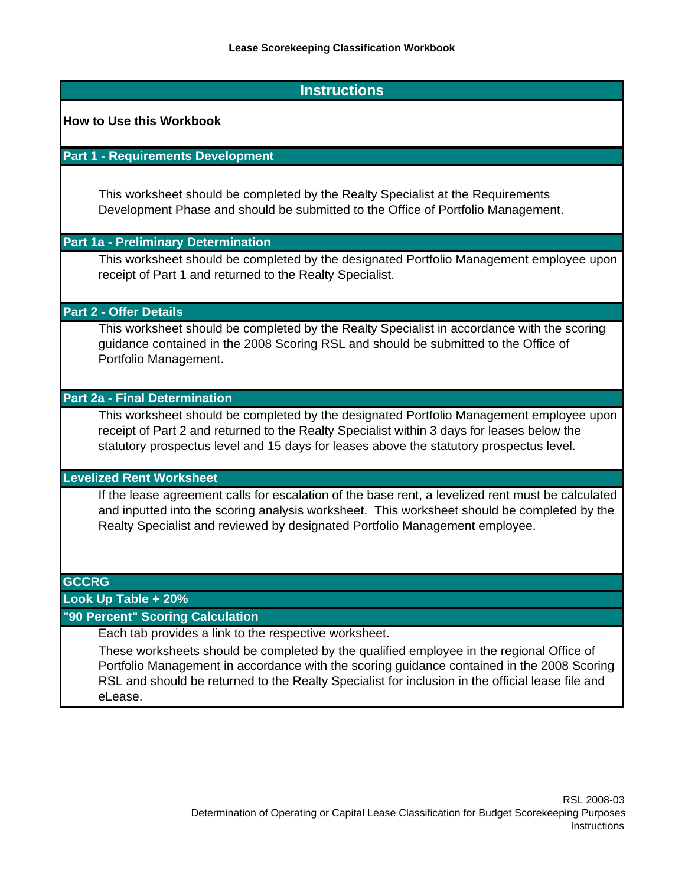**Lease Scorekeeping Classification Workbook**

## Instructions

### How to Use this Workbook

### Part 1 - Requirements Development

This worksheet should be completed by the Realty Specialist at the Requirements Development Phase and should be submitted to the Office of Portfolio Management.

### Part 1a - Preliminary Determination

This worksheet should be completed by the designated Portfolio Management employee upon receipt of Part 1 and returned to the Realty Specialist.

### Part 2 - Offer Details

This worksheet should be completed by the Realty Specialist in accordance with the scoring guidance contained in the 2008 Scoring RSL and should be submitted to the Office of Portfolio Management.

### Part 2a - Final Determination

This worksheet should be completed by the designated Portfolio Management employee upon receipt of Part 2 and returned to the Realty Specialist within 3 days for leases below the statutory prospectus level and 15 days for leases above the statutory prospectus level.

### Levelized Rent Worksheet

If the lease agreement calls for escalation of the base rent, a levelized rent must be calculated and inputted into the scoring analysis worksheet. This worksheet should be completed by the Realty Specialist and reviewed by designated Portfolio Management employee.

### GCCRG

### Look Up Table + 20%

### "90 Percent" Scoring Calculation

Each tab provides a link to the respective worksheet.

These worksheets should be completed by the qualified employee in the regional Office of Portfolio Management in accordance with the scoring guidance contained in the 2008 Scoring RSL and should be returned to the Realty Specialist for inclusion in the official lease file and eLease.

RSL 2008-03
Determination of Operating or Capital Lease Classification for Budget Scorekeeping Purposes
Instructions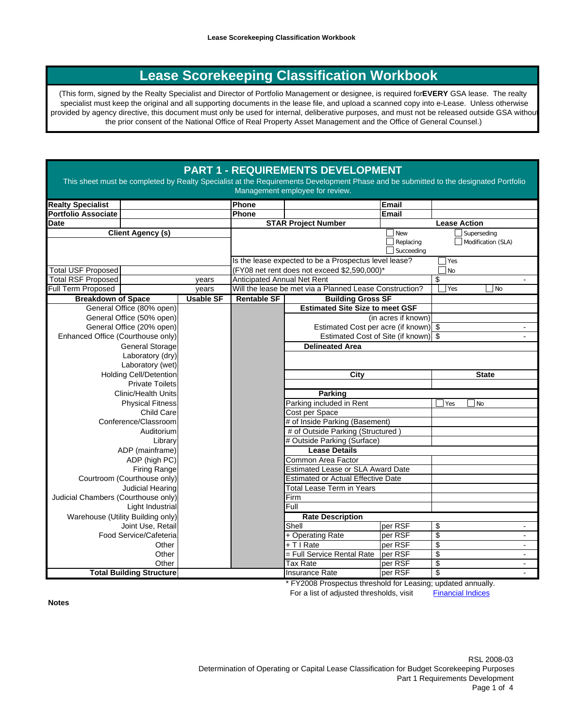# Lease Scorekeeping Classification Workbook

(This form, signed by the Realty Specialist and Director of Portfolio Management or designee, is required for **EVERY** GSA lease. The realty specialist must keep the original and all supporting documents in the lease file, and upload a scanned copy into e-Lease. Unless otherwise provided by agency directive, this document must only be used for internal, deliberative purposes, and must not be released outside GSA without the prior consent of the National Office of Real Property Asset Management and the Office of General Counsel.)

## PART 1 - REQUIREMENTS DEVELOPMENT

This sheet must be completed by Realty Specialist at the Requirements Development Phase and be submitted to the designated Portfolio Management employee for review.

| **Realty Specialist** | | **Phone** | | **Email** | |
|---|---|---|---|---|---|
| **Portfolio Associate** | | **Phone** | | **Email** | |
| **Date** | | **STAR Project Number** | | **Lease Action** | |
| **Client Agency (s)** | | | | ☐ New ☐ Replacing ☐ Succeeding | ☐ Superseding ☐ Modification (SLA) |
| | | Is the lease expected to be a Prospectus level lease? | | | ☐ Yes |
| Total USF Proposed | | (FY08 net rent does not exceed $2,590,000)* | | | ☐ No |
| Total RSF Proposed | years | Anticipated Annual Net Rent | | | $ - |
| Full Term Proposed | years | Will the lease be met via a Planned Lease Construction? | | | ☐ Yes ☐ No |

| **Breakdown of Space** | **Usable SF** | **Rentable SF** | | | |
|---|---|---|---|---|---|
| General Office (80% open) | | | **Building Gross SF** | | |
| General Office (50% open) | | | **Estimated Site Size to meet GSF** (in acres if known) | | |
| General Office (20% open) | | | Estimated Cost per acre (if known) | | $ - |
| Enhanced Office (Courthouse only) | | | Estimated Cost of Site (if known) | | $ - |
| General Storage | | | **Delineated Area** | | |
| Laboratory (dry) | | | | | |
| Laboratory (wet) | | | | | |
| Holding Cell/Detention | | | **City** | | **State** |
| Private Toilets | | | | | |
| Clinic/Health Units | | | **Parking** | | |
| Physical Fitness | | | Parking included in Rent | | ☐ Yes ☐ No |
| Child Care | | | Cost per Space | | |
| Conference/Classroom | | | # of Inside Parking (Basement) | | |
| Auditorium | | | # of Outside Parking (Structured ) | | |
| Library | | | # Outside Parking (Surface) | | |
| ADP (mainframe) | | | **Lease Details** | | |
| ADP (high PC) | | | Common Area Factor | | |
| Firing Range | | | Estimated Lease or SLA Award Date | | |
| Courtroom (Courthouse only) | | | Estimated or Actual Effective Date | | |
| Judicial Hearing | | | Total Lease Term in Years | | |
| Judicial Chambers (Courthouse only) | | | Firm | | |
| Light Industrial | | | Full | | |
| Warehouse (Utility Building only) | | | **Rate Description** | | |
| Joint Use, Retail | | | Shell | per RSF | $ - |
| Food Service/Cafeteria | | | + Operating Rate | per RSF | $ - |
| Other | | | + T I Rate | per RSF | $ - |
| Other | | | = Full Service Rental Rate | per RSF | $ - |
| Other | | | Tax Rate | per RSF | $ - |
| **Total Building Structure** | | | Insurance Rate | per RSF | $ - |

* FY2008 Prospectus threshold for Leasing; updated annually.
For a list of adjusted thresholds, visit Financial Indices

**Notes**

RSL 2008-03
Determination of Operating or Capital Lease Classification for Budget Scorekeeping Purposes
Part 1 Requirements Development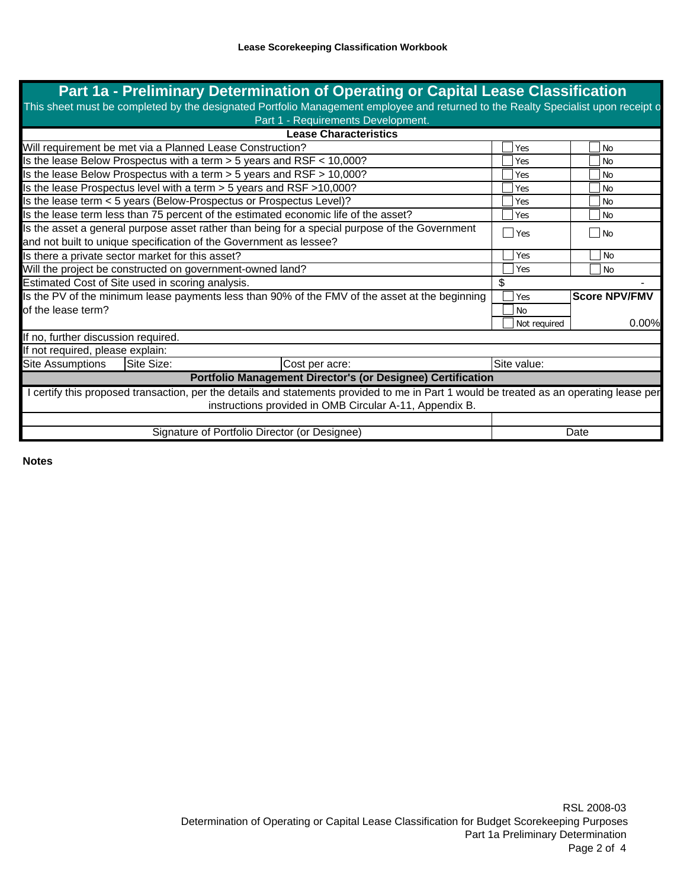**Lease Scorekeeping Classification Workbook**

## Part 1a - Preliminary Determination of Operating or Capital Lease Classification

This sheet must be completed by the designated Portfolio Management employee and returned to the Realty Specialist upon receipt o Part 1 - Requirements Development.

| Lease Characteristics | | | | |
|---|---|---|---|---|
| Will requirement be met via a Planned Lease Construction? | | | ☐ Yes | ☐ No |
| Is the lease Below Prospectus with a term > 5 years and RSF < 10,000? | | | ☐ Yes | ☐ No |
| Is the lease Below Prospectus with a term > 5 years and RSF > 10,000? | | | ☐ Yes | ☐ No |
| Is the lease Prospectus level with a term > 5 years and RSF >10,000? | | | ☐ Yes | ☐ No |
| Is the lease term < 5 years (Below-Prospectus or Prospectus Level)? | | | ☐ Yes | ☐ No |
| Is the lease term less than 75 percent of the estimated economic life of the asset? | | | ☐ Yes | ☐ No |
| Is the asset a general purpose asset rather than being for a special purpose of the Government and not built to unique specification of the Government as lessee? | | | ☐ Yes | ☐ No |
| Is there a private sector market for this asset? | | | ☐ Yes | ☐ No |
| Will the project be constructed on government-owned land? | | | ☐ Yes | ☐ No |
| Estimated Cost of Site used in scoring analysis. | | | $ | - |
| Is the PV of the minimum lease payments less than 90% of the FMV of the asset at the beginning of the lease term? | | | ☐ Yes | **Score NPV/FMV** |
| | | | ☐ No | |
| | | | ☐ Not required | 0.00% |
| If no, further discussion required. | | | | |
| If not required, please explain: | | | | |
| Site Assumptions | Site Size: | Cost per acre: | Site value: | |
| **Portfolio Management Director's (or Designee) Certification** | | | | |
| I certify this proposed transaction, per the details and statements provided to me in Part 1 would be treated as an operating lease per instructions provided in OMB Circular A-11, Appendix B. | | | | |
| | | | | |
| Signature of Portfolio Director (or Designee) | | | Date | |

**Notes**

RSL 2008-03
Determination of Operating or Capital Lease Classification for Budget Scorekeeping Purposes
Part 1a Preliminary Determination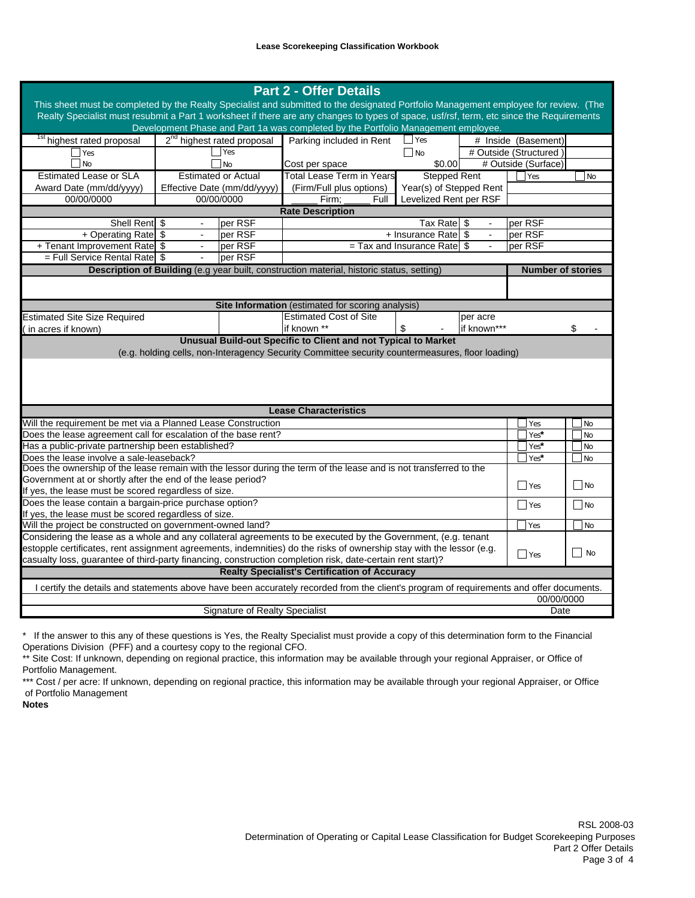**Lease Scorekeeping Classification Workbook**

## Part 2 - Offer Details

This sheet must be completed by the Realty Specialist and submitted to the designated Portfolio Management employee for review. (The Realty Specialist must resubmit a Part 1 worksheet if there are any changes to types of space, usf/rsf, term, etc since the Requirements Development Phase and Part 1a was completed by the Portfolio Management employee.

| 1st highest rated proposal | 2nd highest rated proposal | Parking included in Rent | ☐ Yes | # Inside (Basement) | |
|---|---|---|---|---|---|
| ☐ Yes | ☐ Yes | | ☐ No | # Outside (Structured ) | |
| ☐ No | ☐ No | Cost per space | $0.00 | # Outside (Surface) | |
| Estimated Lease or SLA Award Date (mm/dd/yyyy) | Estimated or Actual Effective Date (mm/dd/yyyy) | Total Lease Term in Years (Firm/Full plus options) | Stepped Rent | ☐ Yes | ☐ No |
| 00/00/0000 | 00/00/0000 | _____ Firm; _____ Full | Year(s) of Stepped Rent | | |
| | | | Levelized Rent per RSF | | |

**Rate Description**

| | | | | | |
|---|---|---|---|---|---|
| Shell Rent | $ - | per RSF | Tax Rate | $ - | per RSF |
| + Operating Rate | $ - | per RSF | + Insurance Rate | $ - | per RSF |
| + Tenant Improvement Rate | $ - | per RSF | = Tax and Insurance Rate | $ - | per RSF |
| = Full Service Rental Rate | $ - | per RSF | | | |

| **Description of Building** (e.g year built, construction material, historic status, setting) | **Number of stories** |
|---|---|
| | |

**Site Information** (estimated for scoring analysis)

| | | | | | |
|---|---|---|---|---|---|
| Estimated Site Size Required ( in acres if known) | | Estimated Cost of Site if known ** | $ - | per acre if known*** | $ - |

**Unusual Build-out Specific to Client and not Typical to Market**
(e.g. holding cells, non-Interagency Security Committee security countermeasures, floor loading)

**Lease Characteristics**

| | | |
|---|---|---|
| Will the requirement be met via a Planned Lease Construction | ☐ Yes | ☐ No |
| Does the lease agreement call for escalation of the base rent? | ☐ Yes* | ☐ No |
| Has a public-private partnership been established? | ☐ Yes* | ☐ No |
| Does the lease involve a sale-leaseback? | ☐ Yes* | ☐ No |
| Does the ownership of the lease remain with the lessor during the term of the lease and is not transferred to the Government at or shortly after the end of the lease period? If yes, the lease must be scored regardless of size. | ☐ Yes | ☐ No |
| Does the lease contain a bargain-price purchase option? If yes, the lease must be scored regardless of size. | ☐ Yes | ☐ No |
| Will the project be constructed on government-owned land? | ☐ Yes | ☐ No |
| Considering the lease as a whole and any collateral agreements to be executed by the Government, (e.g. tenant estopple certificates, rent assignment agreements, indemnities) do the risks of ownership stay with the lessor (e.g. casualty loss, guarantee of third-party financing, construction completion risk, date-certain rent start)? | ☐ Yes | ☐ No |

**Realty Specialist's Certification of Accuracy**

I certify the details and statements above have been accurately recorded from the client's program of requirements and offer documents.

| | |
|---|---|
| | 00/00/0000 |
| Signature of Realty Specialist | Date |

\* If the answer to this any of these questions is Yes, the Realty Specialist must provide a copy of this determination form to the Financial Operations Division (PFF) and a courtesy copy to the regional CFO.

** Site Cost: If unknown, depending on regional practice, this information may be available through your regional Appraiser, or Office of Portfolio Management.

*** Cost / per acre: If unknown, depending on regional practice, this information may be available through your regional Appraiser, or Office of Portfolio Management

**Notes**

RSL 2008-03
Determination of Operating or Capital Lease Classification for Budget Scorekeeping Purposes
Part 2 Offer Details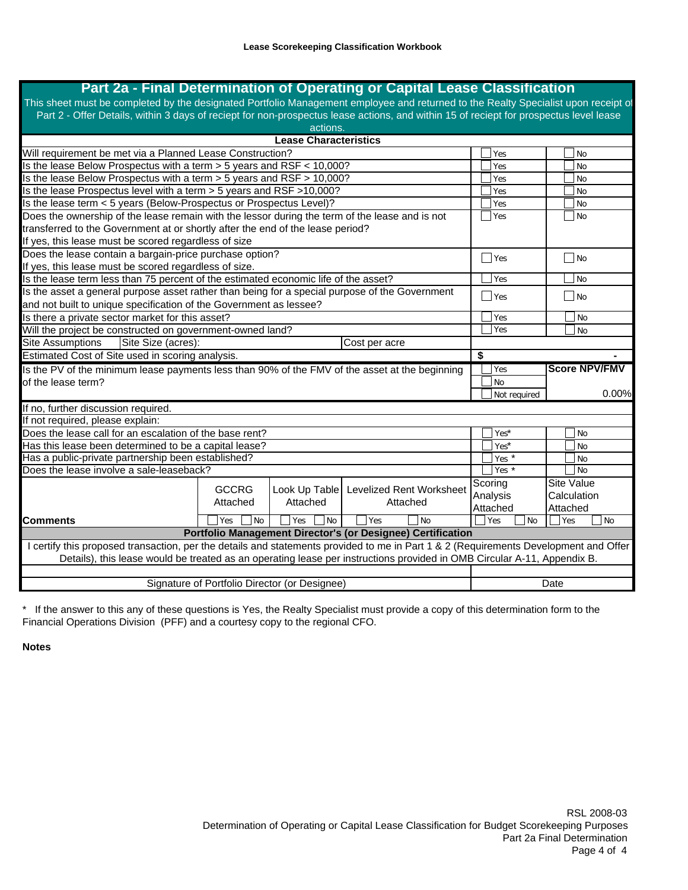**Lease Scorekeeping Classification Workbook**

## Part 2a - Final Determination of Operating or Capital Lease Classification

This sheet must be completed by the designated Portfolio Management employee and returned to the Realty Specialist upon receipt of Part 2 - Offer Details, within 3 days of reciept for non-prospectus lease actions, and within 15 of reciept for prospectus level lease actions.

| Lease Characteristics | | |
|---|---|---|
| Will requirement be met via a Planned Lease Construction? | Yes | No |
| Is the lease Below Prospectus with a term > 5 years and RSF < 10,000? | Yes | No |
| Is the lease Below Prospectus with a term > 5 years and RSF > 10,000? | Yes | No |
| Is the lease Prospectus level with a term > 5 years and RSF >10,000? | Yes | No |
| Is the lease term < 5 years (Below-Prospectus or Prospectus Level)? | Yes | No |
| Does the ownership of the lease remain with the lessor during the term of the lease and is not transferred to the Government at or shortly after the end of the lease period? If yes, this lease must be scored regardless of size | Yes | No |
| Does the lease contain a bargain-price purchase option? If yes, this lease must be scored regardless of size. | Yes | No |
| Is the lease term less than 75 percent of the estimated economic life of the asset? | Yes | No |
| Is the asset a general purpose asset rather than being for a special purpose of the Government and not built to unique specification of the Government as lessee? | Yes | No |
| Is there a private sector market for this asset? | Yes | No |
| Will the project be constructed on government-owned land? | Yes | No |
| Site Assumptions — Site Size (acres): — Cost per acre | | |
| Estimated Cost of Site used in scoring analysis. | $ | - |
| Is the PV of the minimum lease payments less than 90% of the FMV of the asset at the beginning of the lease term? | Yes / No / Not required | **Score NPV/FMV** 0.00% |
| If no, further discussion required. | | |
| If not required, please explain: | | |
| Does the lease call for an escalation of the base rent? | Yes* | No |
| Has this lease been determined to be a capital lease? | Yes* | No |
| Has a public-private partnership been established? | Yes * | No |
| Does the lease involve a sale-leaseback? | Yes * | No |

| **Comments** | GCCRG Attached | Look Up Table Attached | Levelized Rent Worksheet Attached | Scoring Analysis Attached | Site Value Calculation Attached |
|---|---|---|---|---|---|
| | Yes / No | Yes / No | Yes / No | Yes / No | Yes / No |

**Portfolio Management Director's (or Designee) Certification**

I certify this proposed transaction, per the details and statements provided to me in Part 1 & 2 (Requirements Development and Offer Details), this lease would be treated as an operating lease per instructions provided in OMB Circular A-11, Appendix B.

| Signature of Portfolio Director (or Designee) | Date |
|---|---|

\* If the answer to this any of these questions is Yes, the Realty Specialist must provide a copy of this determination form to the Financial Operations Division (PFF) and a courtesy copy to the regional CFO.

**Notes**

RSL 2008-03
Determination of Operating or Capital Lease Classification for Budget Scorekeeping Purposes
Part 2a Final Determination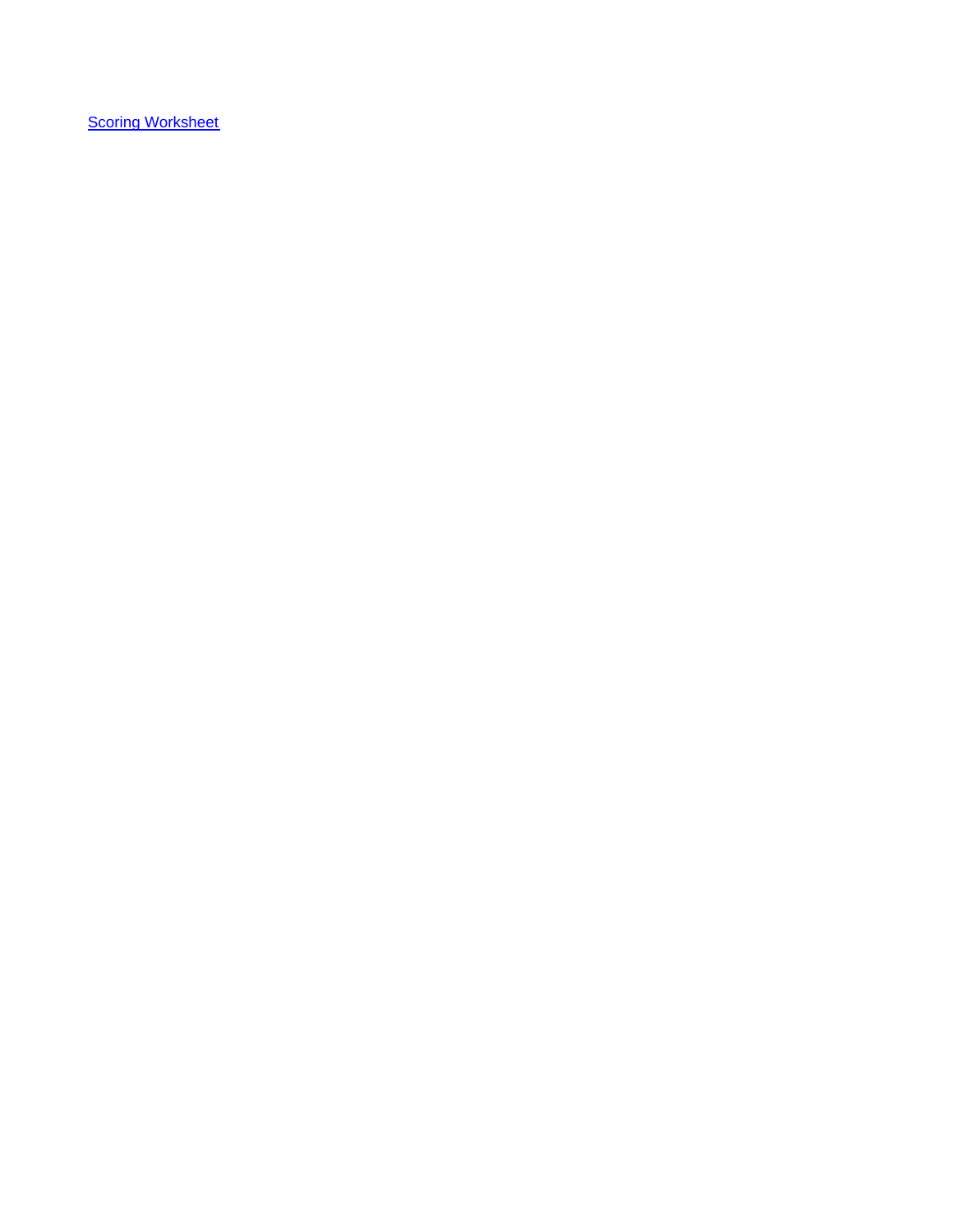Scoring Worksheet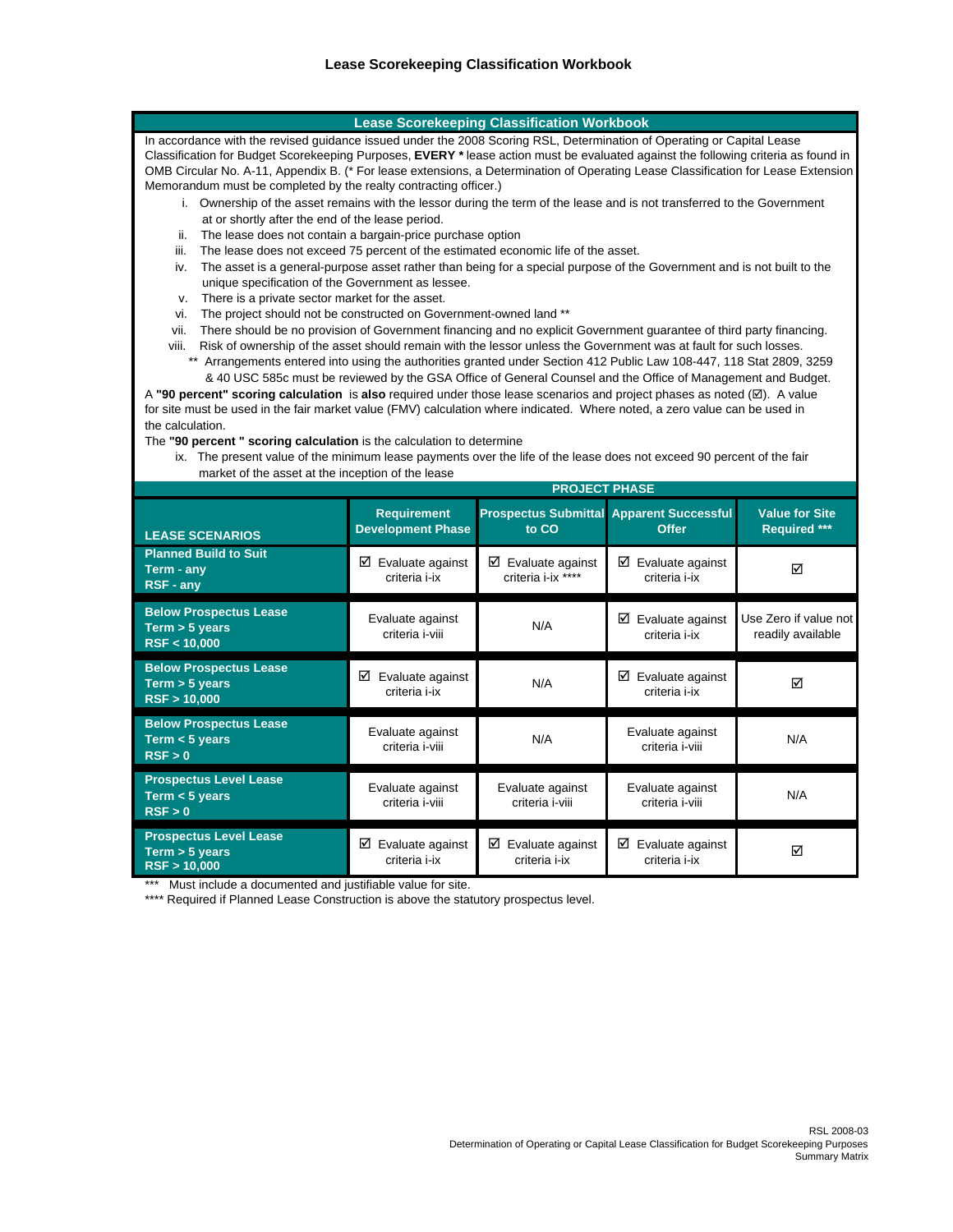# Lease Scorekeeping Classification Workbook

## Lease Scorekeeping Classification Workbook

In accordance with the revised guidance issued under the 2008 Scoring RSL, Determination of Operating or Capital Lease Classification for Budget Scorekeeping Purposes, **EVERY *** lease action must be evaluated against the following criteria as found in OMB Circular No. A-11, Appendix B. (* For lease extensions, a Determination of Operating Lease Classification for Lease Extension Memorandum must be completed by the realty contracting officer.)

- i. Ownership of the asset remains with the lessor during the term of the lease and is not transferred to the Government at or shortly after the end of the lease period.
- ii. The lease does not contain a bargain-price purchase option
- iii. The lease does not exceed 75 percent of the estimated economic life of the asset.
- iv. The asset is a general-purpose asset rather than being for a special purpose of the Government and is not built to the unique specification of the Government as lessee.
- v. There is a private sector market for the asset.
- vi. The project should not be constructed on Government-owned land **
- vii. There should be no provision of Government financing and no explicit Government guarantee of third party financing.
- viii. Risk of ownership of the asset should remain with the lessor unless the Government was at fault for such losses.

** Arrangements entered into using the authorities granted under Section 412 Public Law 108-447, 118 Stat 2809, 3259 & 40 USC 585c must be reviewed by the GSA Office of General Counsel and the Office of Management and Budget.

A **"90 percent" scoring calculation** is **also** required under those lease scenarios and project phases as noted (☑). A value for site must be used in the fair market value (FMV) calculation where indicated. Where noted, a zero value can be used in the calculation.

The **"90 percent " scoring calculation** is the calculation to determine

- ix. The present value of the minimum lease payments over the life of the lease does not exceed 90 percent of the fair market of the asset at the inception of the lease

| | PROJECT PHASE | | | |
|---|---|---|---|---|
| **LEASE SCENARIOS** | **Requirement Development Phase** | **Prospectus Submittal to CO** | **Apparent Successful Offer** | **Value for Site Required *** ** |
| **Planned Build to Suit<br>Term - any<br>RSF - any** | ☑ Evaluate against criteria i-ix | ☑ Evaluate against criteria i-ix **** | ☑ Evaluate against criteria i-ix | ☑ |
| **Below Prospectus Lease<br>Term > 5 years<br>RSF < 10,000** | Evaluate against criteria i-viii | N/A | ☑ Evaluate against criteria i-ix | Use Zero if value not readily available |
| **Below Prospectus Lease<br>Term > 5 years<br>RSF > 10,000** | ☑ Evaluate against criteria i-ix | N/A | ☑ Evaluate against criteria i-ix | ☑ |
| **Below Prospectus Lease<br>Term < 5 years<br>RSF > 0** | Evaluate against criteria i-viii | N/A | Evaluate against criteria i-viii | N/A |
| **Prospectus Level Lease<br>Term < 5 years<br>RSF > 0** | Evaluate against criteria i-viii | Evaluate against criteria i-viii | Evaluate against criteria i-viii | N/A |
| **Prospectus Level Lease<br>Term > 5 years<br>RSF > 10,000** | ☑ Evaluate against criteria i-ix | ☑ Evaluate against criteria i-ix | ☑ Evaluate against criteria i-ix | ☑ |

*** Must include a documented and justifiable value for site.

**** Required if Planned Lease Construction is above the statutory prospectus level.

RSL 2008-03
Determination of Operating or Capital Lease Classification for Budget Scorekeeping Purposes
Summary Matrix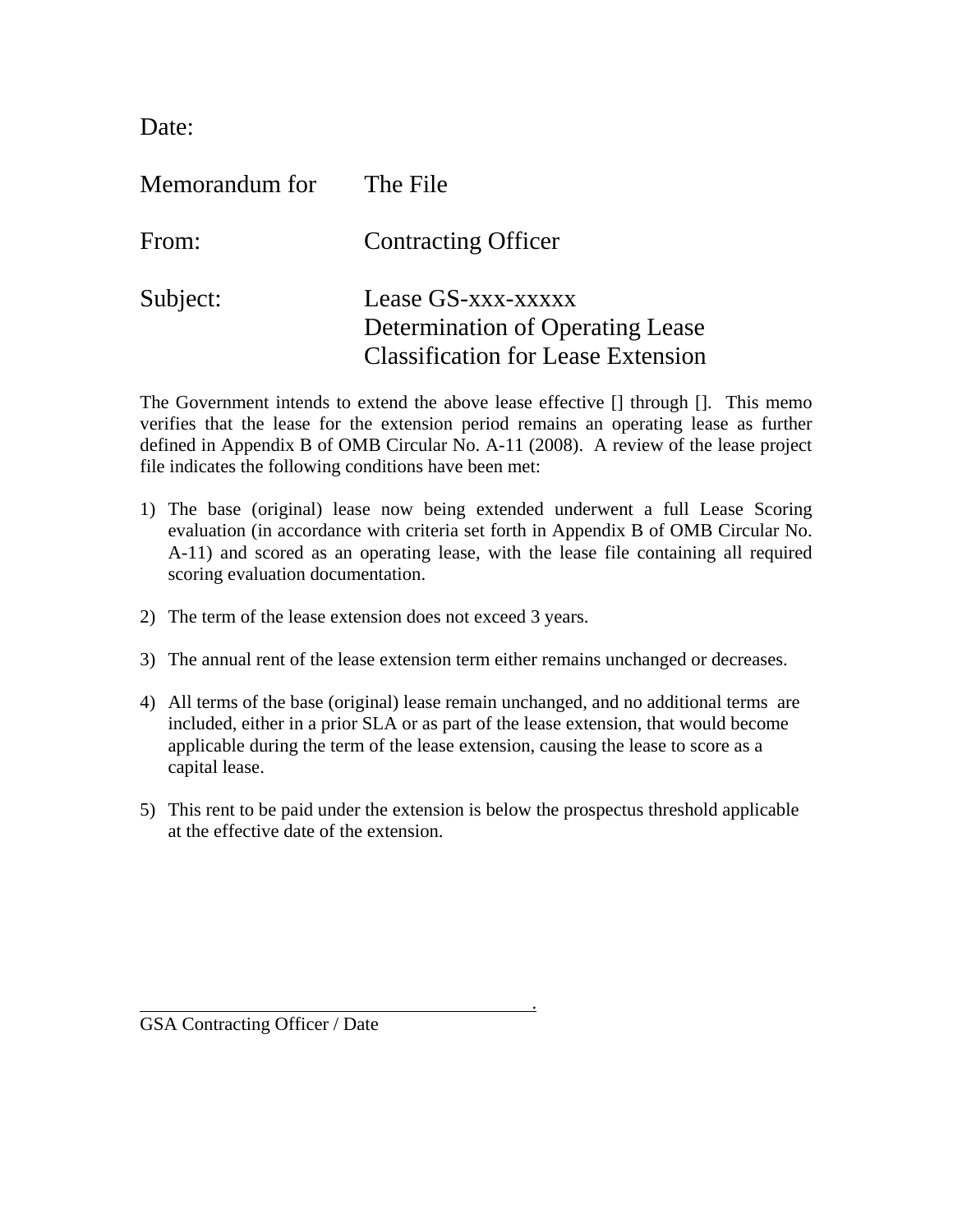Date:

Memorandum for The File

From: Contracting Officer

Subject: Lease GS-xxx-xxxxx
Determination of Operating Lease
Classification for Lease Extension

The Government intends to extend the above lease effective [] through []. This memo verifies that the lease for the extension period remains an operating lease as further defined in Appendix B of OMB Circular No. A-11 (2008). A review of the lease project file indicates the following conditions have been met:

1) The base (original) lease now being extended underwent a full Lease Scoring evaluation (in accordance with criteria set forth in Appendix B of OMB Circular No. A-11) and scored as an operating lease, with the lease file containing all required scoring evaluation documentation.

2) The term of the lease extension does not exceed 3 years.

3) The annual rent of the lease extension term either remains unchanged or decreases.

4) All terms of the base (original) lease remain unchanged, and no additional terms are included, either in a prior SLA or as part of the lease extension, that would become applicable during the term of the lease extension, causing the lease to score as a capital lease.

5) This rent to be paid under the extension is below the prospectus threshold applicable at the effective date of the extension.

_______________________________________________.
GSA Contracting Officer / Date